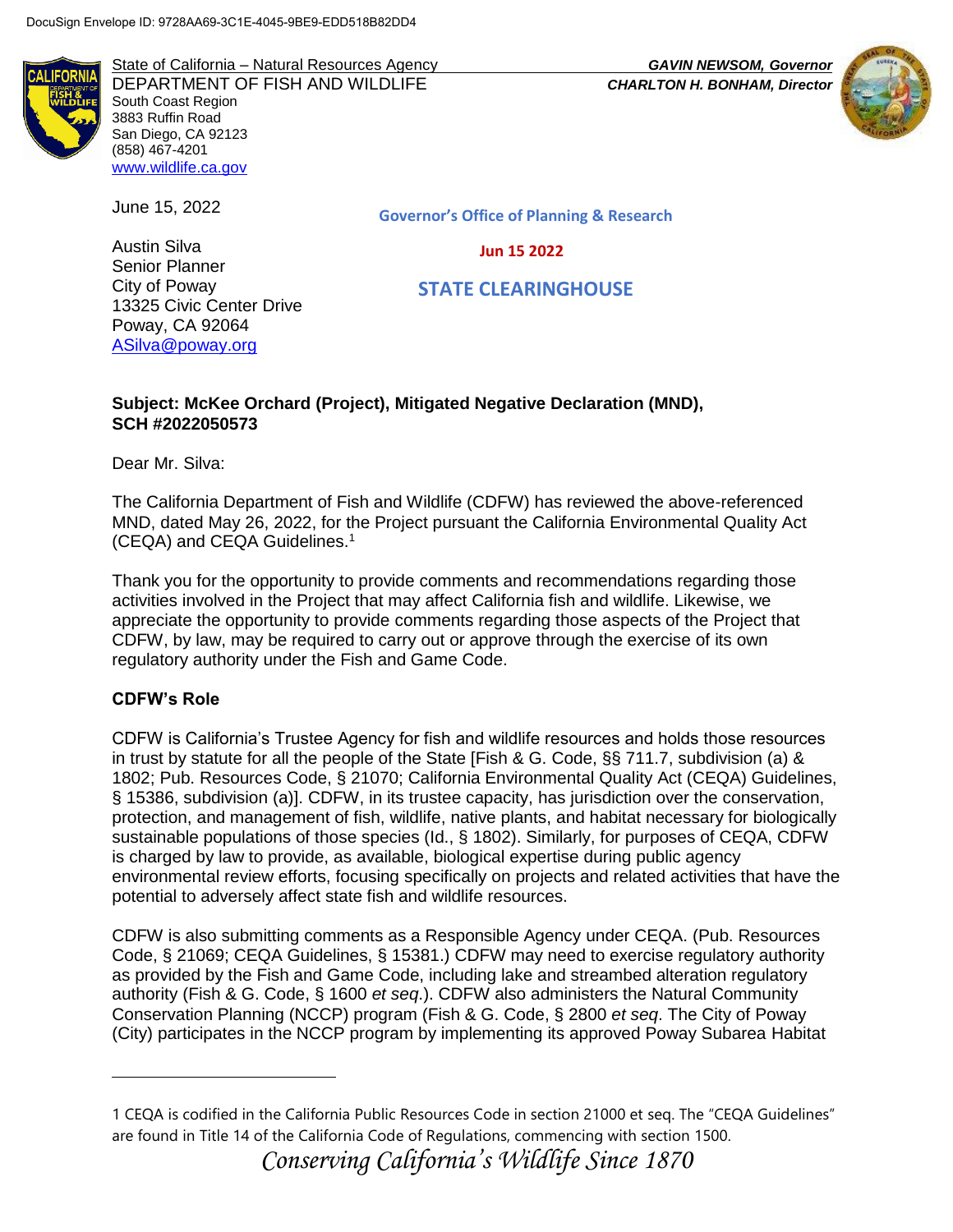DocuSign Envelope ID: 9728AA69-3C1E-4045-9BE9-EDD518B82DD4

State of California – Natural Resources Agency
DEPARTMENT OF FISH AND WILDLIFE
South Coast Region
3883 Ruffin Road
San Diego, CA 92123
(858) 467-4201
www.wildlife.ca.gov

*GAVIN NEWSOM, Governor*
*CHARLTON H. BONHAM, Director*

June 15, 2022

Governor's Office of Planning & Research

Jun 15 2022

STATE CLEARINGHOUSE

Austin Silva
Senior Planner
City of Poway
13325 Civic Center Drive
Poway, CA 92064
ASilva@poway.org

**Subject: McKee Orchard (Project), Mitigated Negative Declaration (MND), SCH #2022050573**

Dear Mr. Silva:

The California Department of Fish and Wildlife (CDFW) has reviewed the above-referenced MND, dated May 26, 2022, for the Project pursuant the California Environmental Quality Act (CEQA) and CEQA Guidelines.[1]

Thank you for the opportunity to provide comments and recommendations regarding those activities involved in the Project that may affect California fish and wildlife. Likewise, we appreciate the opportunity to provide comments regarding those aspects of the Project that CDFW, by law, may be required to carry out or approve through the exercise of its own regulatory authority under the Fish and Game Code.

## CDFW's Role

CDFW is California's Trustee Agency for fish and wildlife resources and holds those resources in trust by statute for all the people of the State [Fish & G. Code, §§ 711.7, subdivision (a) & 1802; Pub. Resources Code, § 21070; California Environmental Quality Act (CEQA) Guidelines, § 15386, subdivision (a)]. CDFW, in its trustee capacity, has jurisdiction over the conservation, protection, and management of fish, wildlife, native plants, and habitat necessary for biologically sustainable populations of those species (Id., § 1802). Similarly, for purposes of CEQA, CDFW is charged by law to provide, as available, biological expertise during public agency environmental review efforts, focusing specifically on projects and related activities that have the potential to adversely affect state fish and wildlife resources.

CDFW is also submitting comments as a Responsible Agency under CEQA. (Pub. Resources Code, § 21069; CEQA Guidelines, § 15381.) CDFW may need to exercise regulatory authority as provided by the Fish and Game Code, including lake and streambed alteration regulatory authority (Fish & G. Code, § 1600 *et seq.*). CDFW also administers the Natural Community Conservation Planning (NCCP) program (Fish & G. Code, § 2800 *et seq*. The City of Poway (City) participates in the NCCP program by implementing its approved Poway Subarea Habitat

1 CEQA is codified in the California Public Resources Code in section 21000 et seq. The "CEQA Guidelines" are found in Title 14 of the California Code of Regulations, commencing with section 1500.

*Conserving California's Wildlife Since 1870*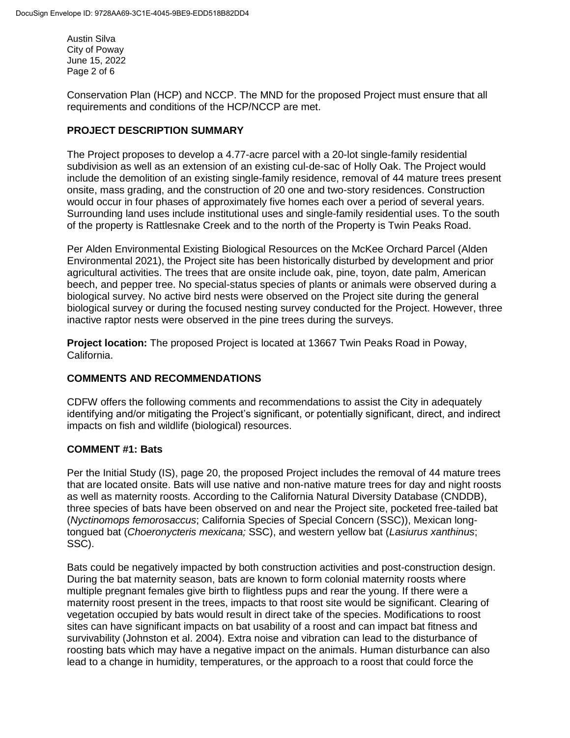Conservation Plan (HCP) and NCCP. The MND for the proposed Project must ensure that all requirements and conditions of the HCP/NCCP are met.

## PROJECT DESCRIPTION SUMMARY

The Project proposes to develop a 4.77-acre parcel with a 20-lot single-family residential subdivision as well as an extension of an existing cul-de-sac of Holly Oak. The Project would include the demolition of an existing single-family residence, removal of 44 mature trees present onsite, mass grading, and the construction of 20 one and two-story residences. Construction would occur in four phases of approximately five homes each over a period of several years. Surrounding land uses include institutional uses and single-family residential uses. To the south of the property is Rattlesnake Creek and to the north of the Property is Twin Peaks Road.

Per Alden Environmental Existing Biological Resources on the McKee Orchard Parcel (Alden Environmental 2021), the Project site has been historically disturbed by development and prior agricultural activities. The trees that are onsite include oak, pine, toyon, date palm, American beech, and pepper tree. No special-status species of plants or animals were observed during a biological survey. No active bird nests were observed on the Project site during the general biological survey or during the focused nesting survey conducted for the Project. However, three inactive raptor nests were observed in the pine trees during the surveys.

**Project location:** The proposed Project is located at 13667 Twin Peaks Road in Poway, California.

## COMMENTS AND RECOMMENDATIONS

CDFW offers the following comments and recommendations to assist the City in adequately identifying and/or mitigating the Project's significant, or potentially significant, direct, and indirect impacts on fish and wildlife (biological) resources.

### COMMENT #1: Bats

Per the Initial Study (IS), page 20, the proposed Project includes the removal of 44 mature trees that are located onsite. Bats will use native and non-native mature trees for day and night roosts as well as maternity roosts. According to the California Natural Diversity Database (CNDDB), three species of bats have been observed on and near the Project site, pocketed free-tailed bat (*Nyctinomops femorosaccus*; California Species of Special Concern (SSC)), Mexican long-tongued bat (*Choeronycteris mexicana;* SSC), and western yellow bat (*Lasiurus xanthinus*; SSC).

Bats could be negatively impacted by both construction activities and post-construction design. During the bat maternity season, bats are known to form colonial maternity roosts where multiple pregnant females give birth to flightless pups and rear the young. If there were a maternity roost present in the trees, impacts to that roost site would be significant. Clearing of vegetation occupied by bats would result in direct take of the species. Modifications to roost sites can have significant impacts on bat usability of a roost and can impact bat fitness and survivability (Johnston et al. 2004). Extra noise and vibration can lead to the disturbance of roosting bats which may have a negative impact on the animals. Human disturbance can also lead to a change in humidity, temperatures, or the approach to a roost that could force the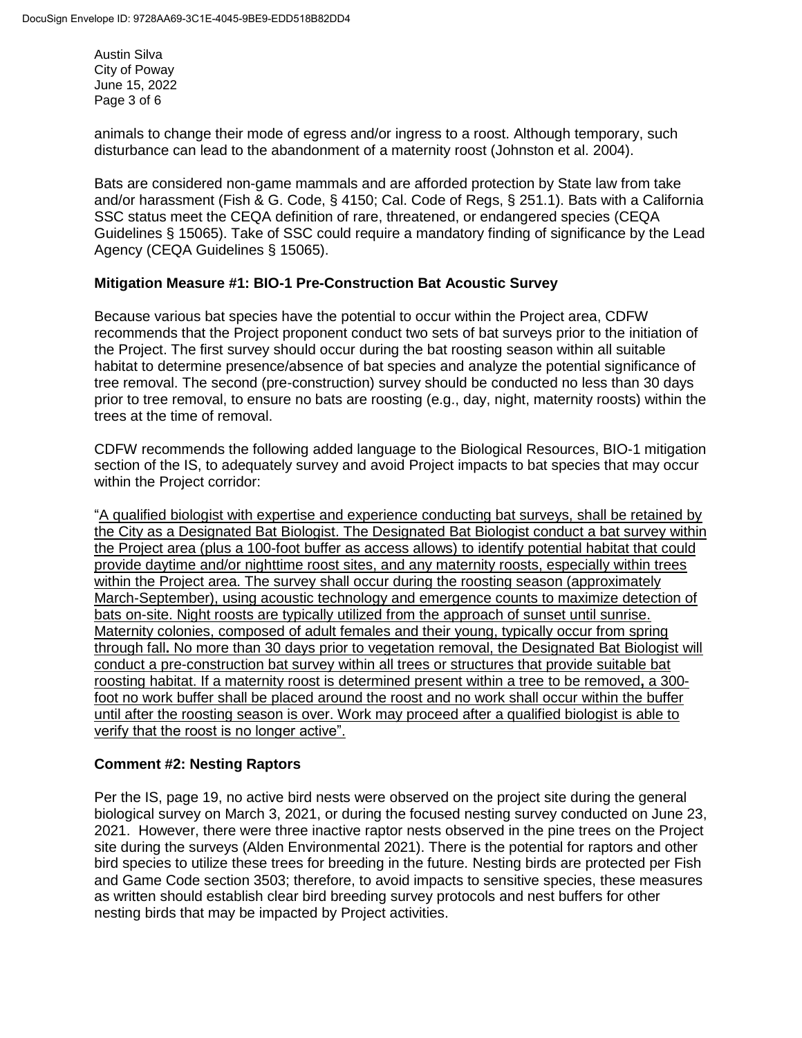animals to change their mode of egress and/or ingress to a roost. Although temporary, such disturbance can lead to the abandonment of a maternity roost (Johnston et al. 2004).

Bats are considered non-game mammals and are afforded protection by State law from take and/or harassment (Fish & G. Code, § 4150; Cal. Code of Regs, § 251.1). Bats with a California SSC status meet the CEQA definition of rare, threatened, or endangered species (CEQA Guidelines § 15065). Take of SSC could require a mandatory finding of significance by the Lead Agency (CEQA Guidelines § 15065).

**Mitigation Measure #1: BIO-1 Pre-Construction Bat Acoustic Survey**

Because various bat species have the potential to occur within the Project area, CDFW recommends that the Project proponent conduct two sets of bat surveys prior to the initiation of the Project. The first survey should occur during the bat roosting season within all suitable habitat to determine presence/absence of bat species and analyze the potential significance of tree removal. The second (pre-construction) survey should be conducted no less than 30 days prior to tree removal, to ensure no bats are roosting (e.g., day, night, maternity roosts) within the trees at the time of removal.

CDFW recommends the following added language to the Biological Resources, BIO-1 mitigation section of the IS, to adequately survey and avoid Project impacts to bat species that may occur within the Project corridor:

"<u>A qualified biologist with expertise and experience conducting bat surveys, shall be retained by the City as a Designated Bat Biologist. The Designated Bat Biologist conduct a bat survey within the Project area (plus a 100-foot buffer as access allows) to identify potential habitat that could provide daytime and/or nighttime roost sites, and any maternity roosts, especially within trees within the Project area. The survey shall occur during the roosting season (approximately March-September), using acoustic technology and emergence counts to maximize detection of bats on-site. Night roosts are typically utilized from the approach of sunset until sunrise. Maternity colonies, composed of adult females and their young, typically occur from spring through fall. No more than 30 days prior to vegetation removal, the Designated Bat Biologist will conduct a pre-construction bat survey within all trees or structures that provide suitable bat roosting habitat. If a maternity roost is determined present within a tree to be removed, a 300-foot no work buffer shall be placed around the roost and no work shall occur within the buffer until after the roosting season is over. Work may proceed after a qualified biologist is able to verify that the roost is no longer active".</u>

**Comment #2: Nesting Raptors**

Per the IS, page 19, no active bird nests were observed on the project site during the general biological survey on March 3, 2021, or during the focused nesting survey conducted on June 23, 2021. However, there were three inactive raptor nests observed in the pine trees on the Project site during the surveys (Alden Environmental 2021). There is the potential for raptors and other bird species to utilize these trees for breeding in the future. Nesting birds are protected per Fish and Game Code section 3503; therefore, to avoid impacts to sensitive species, these measures as written should establish clear bird breeding survey protocols and nest buffers for other nesting birds that may be impacted by Project activities.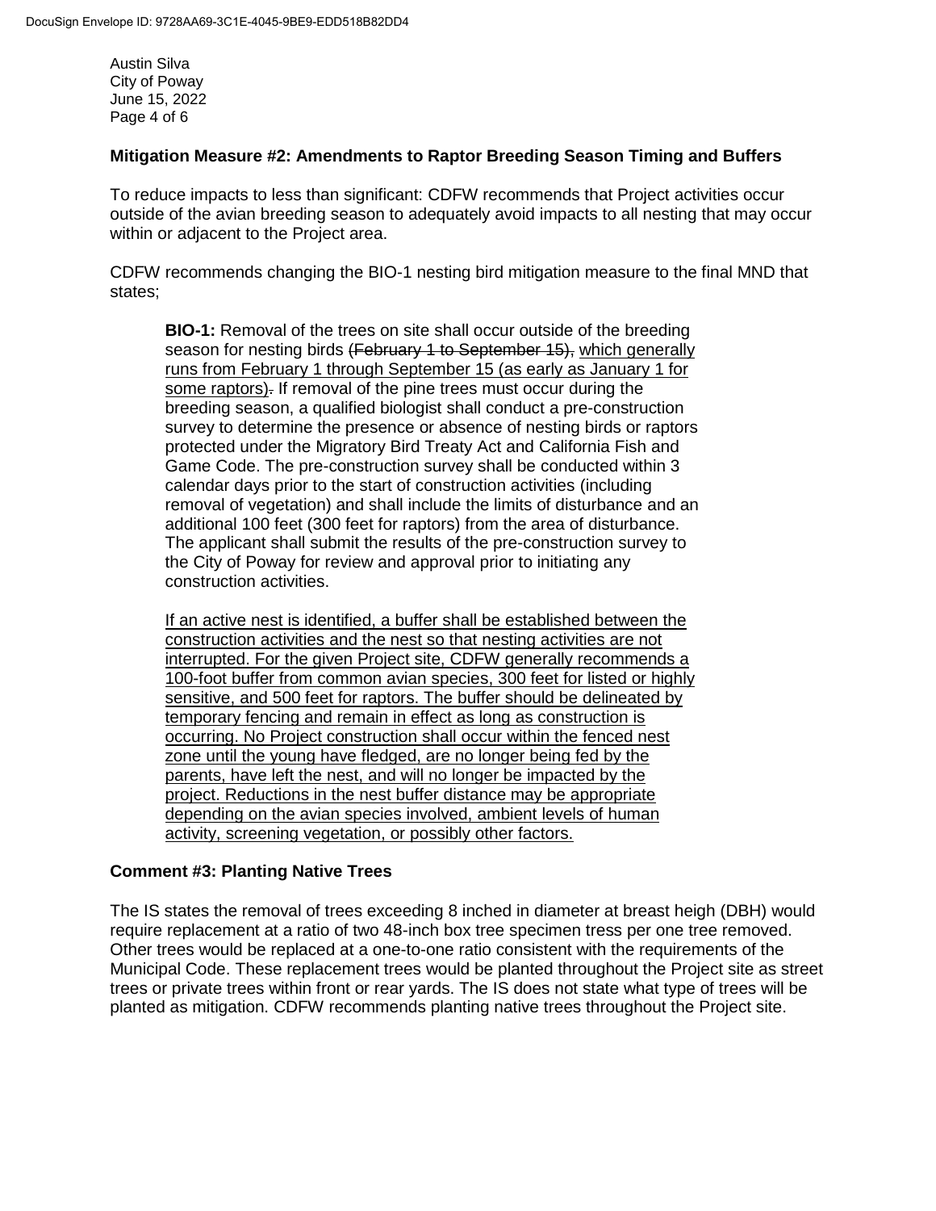**Mitigation Measure #2: Amendments to Raptor Breeding Season Timing and Buffers**

To reduce impacts to less than significant: CDFW recommends that Project activities occur outside of the avian breeding season to adequately avoid impacts to all nesting that may occur within or adjacent to the Project area.

CDFW recommends changing the BIO-1 nesting bird mitigation measure to the final MND that states;

> **BIO-1:** Removal of the trees on site shall occur outside of the breeding season for nesting birds ~~(February 1 to September 15),~~ <u>which generally runs from February 1 through September 15 (as early as January 1 for some raptors)</u>~~.~~ If removal of the pine trees must occur during the breeding season, a qualified biologist shall conduct a pre-construction survey to determine the presence or absence of nesting birds or raptors protected under the Migratory Bird Treaty Act and California Fish and Game Code. The pre-construction survey shall be conducted within 3 calendar days prior to the start of construction activities (including removal of vegetation) and shall include the limits of disturbance and an additional 100 feet (300 feet for raptors) from the area of disturbance. The applicant shall submit the results of the pre-construction survey to the City of Poway for review and approval prior to initiating any construction activities.
>
> <u>If an active nest is identified, a buffer shall be established between the construction activities and the nest so that nesting activities are not interrupted. For the given Project site, CDFW generally recommends a 100-foot buffer from common avian species, 300 feet for listed or highly sensitive, and 500 feet for raptors. The buffer should be delineated by temporary fencing and remain in effect as long as construction is occurring. No Project construction shall occur within the fenced nest zone until the young have fledged, are no longer being fed by the parents, have left the nest, and will no longer be impacted by the project. Reductions in the nest buffer distance may be appropriate depending on the avian species involved, ambient levels of human activity, screening vegetation, or possibly other factors.</u>

**Comment #3: Planting Native Trees**

The IS states the removal of trees exceeding 8 inched in diameter at breast heigh (DBH) would require replacement at a ratio of two 48-inch box tree specimen tress per one tree removed. Other trees would be replaced at a one-to-one ratio consistent with the requirements of the Municipal Code. These replacement trees would be planted throughout the Project site as street trees or private trees within front or rear yards. The IS does not state what type of trees will be planted as mitigation. CDFW recommends planting native trees throughout the Project site.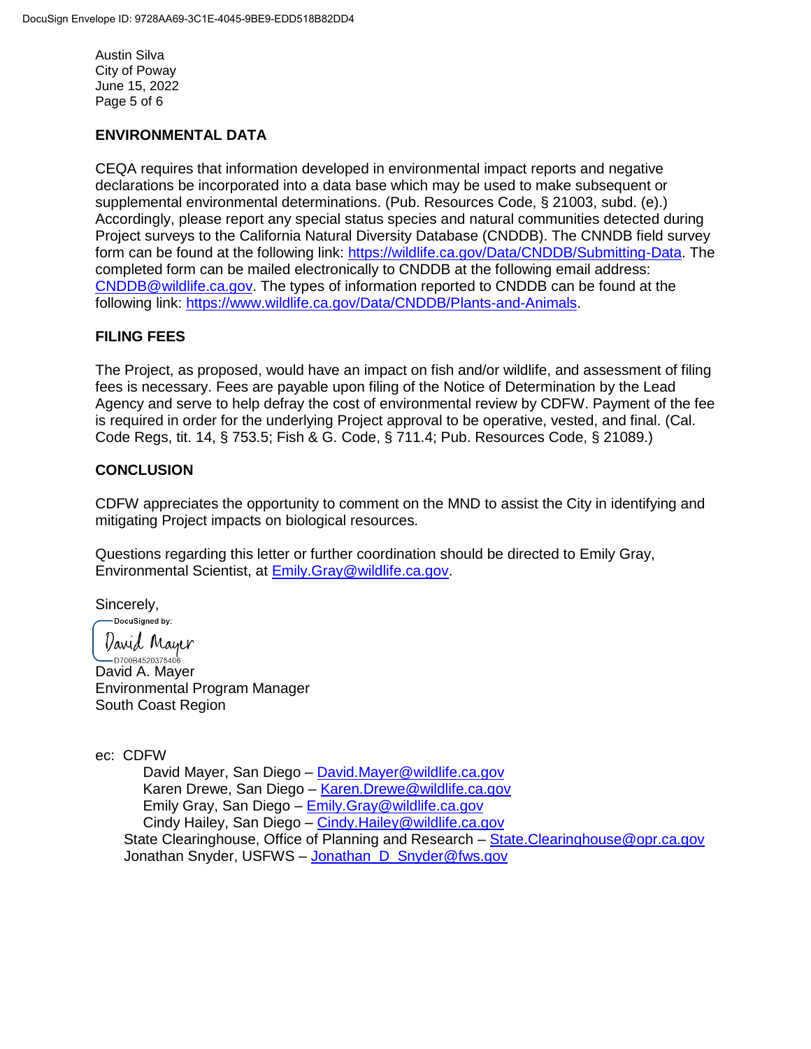## ENVIRONMENTAL DATA

CEQA requires that information developed in environmental impact reports and negative declarations be incorporated into a data base which may be used to make subsequent or supplemental environmental determinations. (Pub. Resources Code, § 21003, subd. (e).) Accordingly, please report any special status species and natural communities detected during Project surveys to the California Natural Diversity Database (CNDDB). The CNNDB field survey form can be found at the following link: https://wildlife.ca.gov/Data/CNDDB/Submitting-Data. The completed form can be mailed electronically to CNDDB at the following email address: CNDDB@wildlife.ca.gov. The types of information reported to CNDDB can be found at the following link: https://www.wildlife.ca.gov/Data/CNDDB/Plants-and-Animals.

## FILING FEES

The Project, as proposed, would have an impact on fish and/or wildlife, and assessment of filing fees is necessary. Fees are payable upon filing of the Notice of Determination by the Lead Agency and serve to help defray the cost of environmental review by CDFW. Payment of the fee is required in order for the underlying Project approval to be operative, vested, and final. (Cal. Code Regs, tit. 14, § 753.5; Fish & G. Code, § 711.4; Pub. Resources Code, § 21089.)

## CONCLUSION

CDFW appreciates the opportunity to comment on the MND to assist the City in identifying and mitigating Project impacts on biological resources.

Questions regarding this letter or further coordination should be directed to Emily Gray, Environmental Scientist, at Emily.Gray@wildlife.ca.gov.

Sincerely,

DocuSigned by:
David Mayer
D700B4520375406

David A. Mayer
Environmental Program Manager
South Coast Region

ec: CDFW
David Mayer, San Diego – David.Mayer@wildlife.ca.gov
Karen Drewe, San Diego – Karen.Drewe@wildlife.ca.gov
Emily Gray, San Diego – Emily.Gray@wildlife.ca.gov
Cindy Hailey, San Diego – Cindy.Hailey@wildlife.ca.gov
State Clearinghouse, Office of Planning and Research – State.Clearinghouse@opr.ca.gov
Jonathan Snyder, USFWS – Jonathan_D_Snyder@fws.gov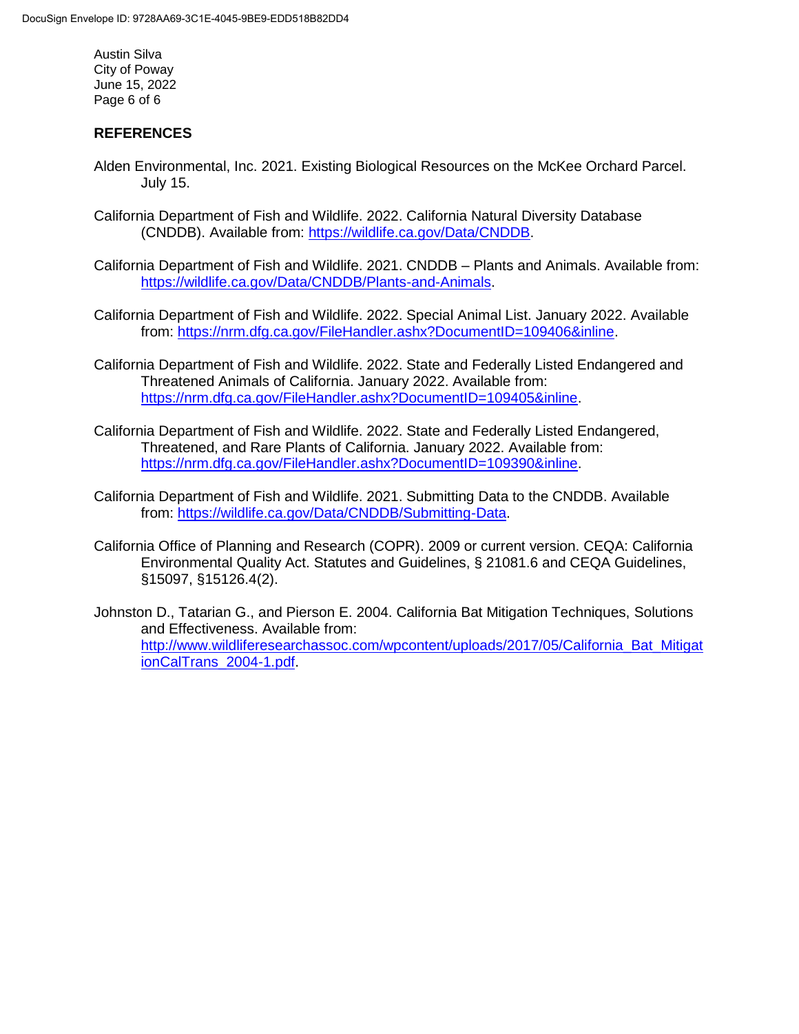## REFERENCES

Alden Environmental, Inc. 2021. Existing Biological Resources on the McKee Orchard Parcel. July 15.

California Department of Fish and Wildlife. 2022. California Natural Diversity Database (CNDDB). Available from: https://wildlife.ca.gov/Data/CNDDB.

California Department of Fish and Wildlife. 2021. CNDDB – Plants and Animals. Available from: https://wildlife.ca.gov/Data/CNDDB/Plants-and-Animals.

California Department of Fish and Wildlife. 2022. Special Animal List. January 2022. Available from: https://nrm.dfg.ca.gov/FileHandler.ashx?DocumentID=109406&inline.

California Department of Fish and Wildlife. 2022. State and Federally Listed Endangered and Threatened Animals of California. January 2022. Available from: https://nrm.dfg.ca.gov/FileHandler.ashx?DocumentID=109405&inline.

California Department of Fish and Wildlife. 2022. State and Federally Listed Endangered, Threatened, and Rare Plants of California. January 2022. Available from: https://nrm.dfg.ca.gov/FileHandler.ashx?DocumentID=109390&inline.

California Department of Fish and Wildlife. 2021. Submitting Data to the CNDDB. Available from: https://wildlife.ca.gov/Data/CNDDB/Submitting-Data.

California Office of Planning and Research (COPR). 2009 or current version. CEQA: California Environmental Quality Act. Statutes and Guidelines, § 21081.6 and CEQA Guidelines, §15097, §15126.4(2).

Johnston D., Tatarian G., and Pierson E. 2004. California Bat Mitigation Techniques, Solutions and Effectiveness. Available from: http://www.wildliferesearchassoc.com/wpcontent/uploads/2017/05/California_Bat_MitigationCalTrans_2004-1.pdf.